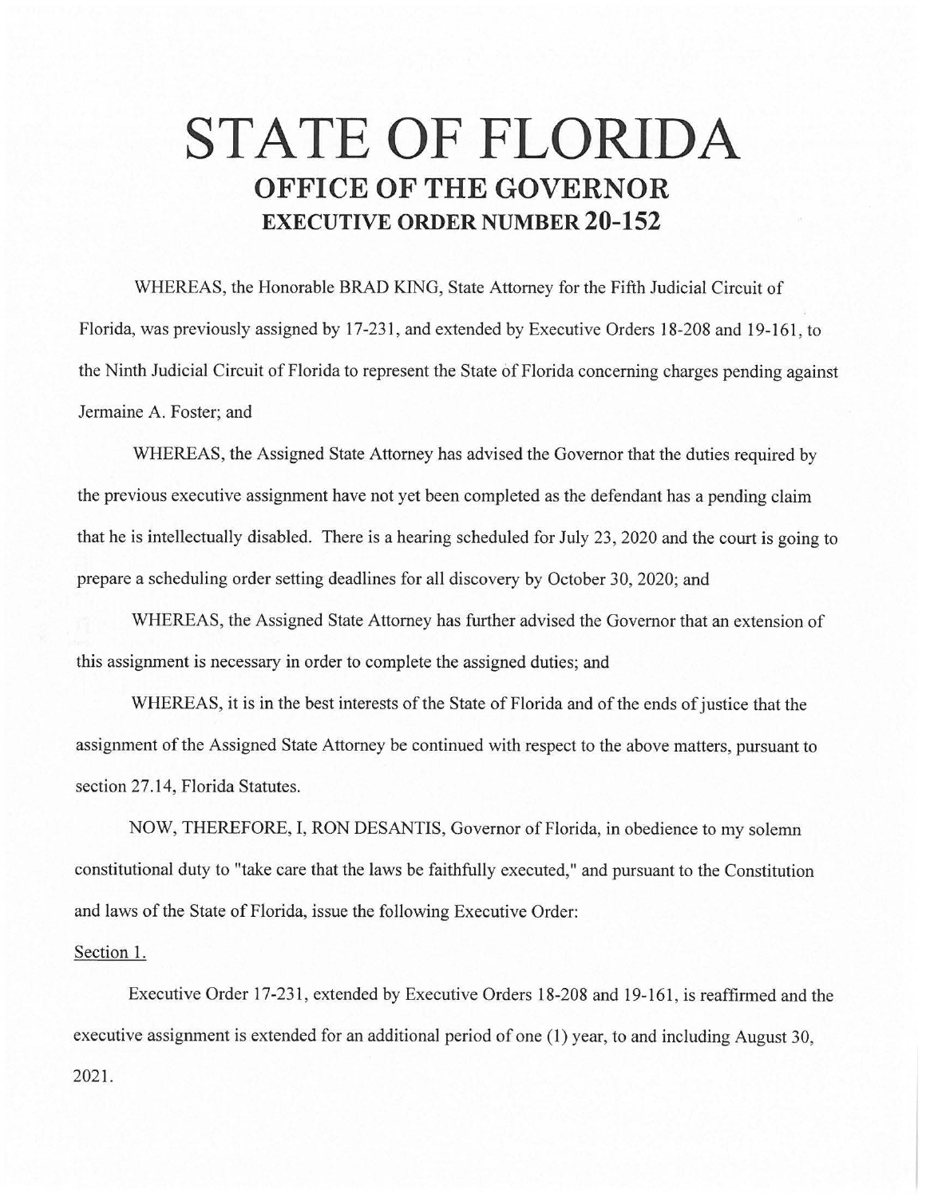# STATE OF FLORIDA
## OFFICE OF THE GOVERNOR
### EXECUTIVE ORDER NUMBER 20-152

WHEREAS, the Honorable BRAD KING, State Attorney for the Fifth Judicial Circuit of Florida, was previously assigned by 17-231, and extended by Executive Orders 18-208 and 19-161, to the Ninth Judicial Circuit of Florida to represent the State of Florida concerning charges pending against Jermaine A. Foster; and

WHEREAS, the Assigned State Attorney has advised the Governor that the duties required by the previous executive assignment have not yet been completed as the defendant has a pending claim that he is intellectually disabled. There is a hearing scheduled for July 23, 2020 and the court is going to prepare a scheduling order setting deadlines for all discovery by October 30, 2020; and

WHEREAS, the Assigned State Attorney has further advised the Governor that an extension of this assignment is necessary in order to complete the assigned duties; and

WHEREAS, it is in the best interests of the State of Florida and of the ends of justice that the assignment of the Assigned State Attorney be continued with respect to the above matters, pursuant to section 27.14, Florida Statutes.

NOW, THEREFORE, I, RON DESANTIS, Governor of Florida, in obedience to my solemn constitutional duty to "take care that the laws be faithfully executed," and pursuant to the Constitution and laws of the State of Florida, issue the following Executive Order:

Section 1.

Executive Order 17-231, extended by Executive Orders 18-208 and 19-161, is reaffirmed and the executive assignment is extended for an additional period of one (1) year, to and including August 30, 2021.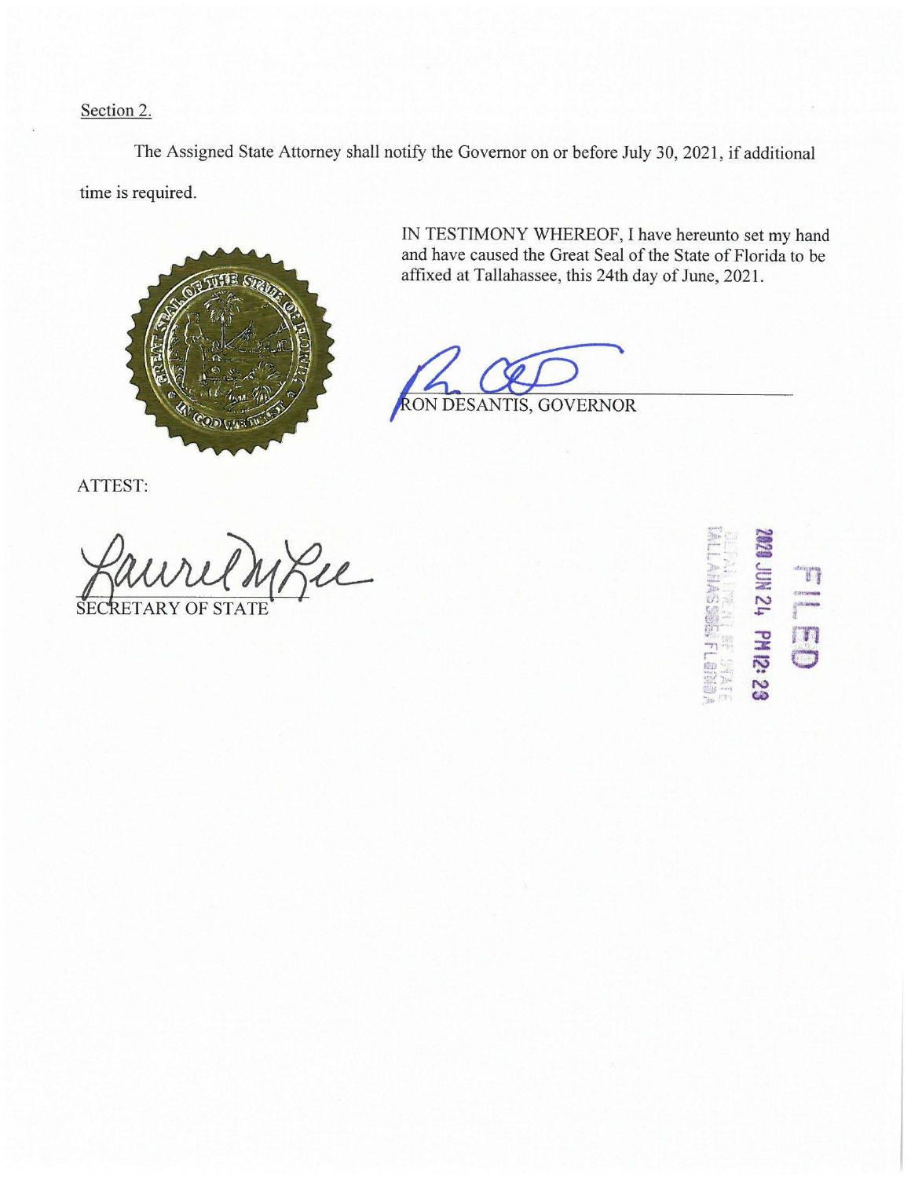Section 2.

The Assigned State Attorney shall notify the Governor on or before July 30, 2021, if additional time is required.

IN TESTIMONY WHEREOF, I have hereunto set my hand and have caused the Great Seal of the State of Florida to be affixed at Tallahassee, this 24th day of June, 2021.

RON DESANTIS, GOVERNOR

ATTEST:

SECRETARY OF STATE

FILED

2020 JUN 24 PM 12: 23

DEPARTMENT OF STATE
TALLAHASSEE, FLORIDA